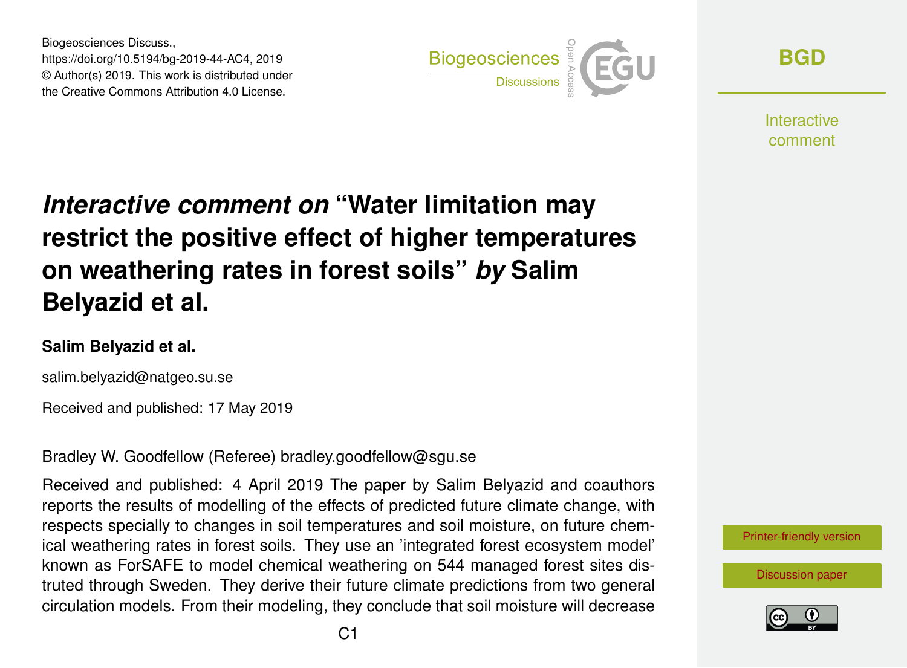# *Interactive comment on* "Water limitation may restrict the positive effect of higher temperatures on weathering rates in forest soils" *by* Salim Belyazid et al.

**Salim Belyazid et al.**

salim.belyazid@natgeo.su.se

Received and published: 17 May 2019

Bradley W. Goodfellow (Referee) bradley.goodfellow@sgu.se

Received and published: 4 April 2019 The paper by Salim Belyazid and coauthors reports the results of modelling of the effects of predicted future climate change, with respects specially to changes in soil temperatures and soil moisture, on future chemical weathering rates in forest soils. They use an 'integrated forest ecosystem model' known as ForSAFE to model chemical weathering on 544 managed forest sites distruted through Sweden. They derive their future climate predictions from two general circulation models. From their modeling, they conclude that soil moisture will decrease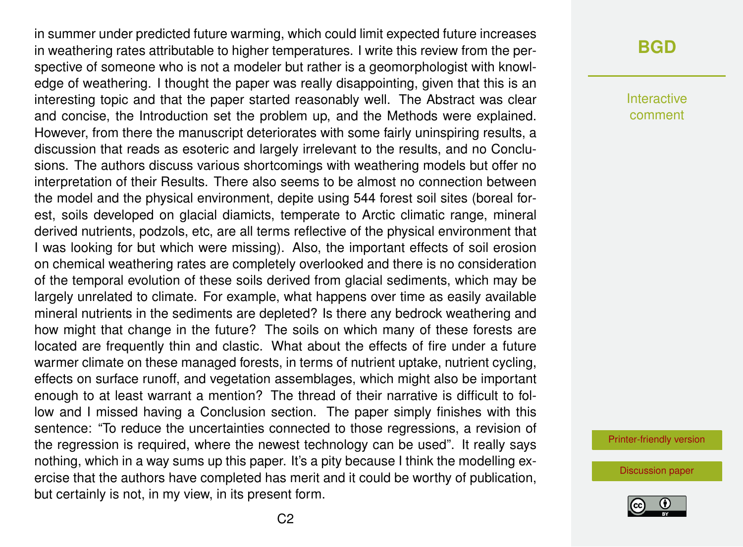in summer under predicted future warming, which could limit expected future increases in weathering rates attributable to higher temperatures. I write this review from the perspective of someone who is not a modeler but rather is a geomorphologist with knowledge of weathering. I thought the paper was really disappointing, given that this is an interesting topic and that the paper started reasonably well. The Abstract was clear and concise, the Introduction set the problem up, and the Methods were explained. However, from there the manuscript deteriorates with some fairly uninspiring results, a discussion that reads as esoteric and largely irrelevant to the results, and no Conclusions. The authors discuss various shortcomings with weathering models but offer no interpretation of their Results. There also seems to be almost no connection between the model and the physical environment, depite using 544 forest soil sites (boreal forest, soils developed on glacial diamicts, temperate to Arctic climatic range, mineral derived nutrients, podzols, etc, are all terms reflective of the physical environment that I was looking for but which were missing). Also, the important effects of soil erosion on chemical weathering rates are completely overlooked and there is no consideration of the temporal evolution of these soils derived from glacial sediments, which may be largely unrelated to climate. For example, what happens over time as easily available mineral nutrients in the sediments are depleted? Is there any bedrock weathering and how might that change in the future? The soils on which many of these forests are located are frequently thin and clastic. What about the effects of fire under a future warmer climate on these managed forests, in terms of nutrient uptake, nutrient cycling, effects on surface runoff, and vegetation assemblages, which might also be important enough to at least warrant a mention? The thread of their narrative is difficult to follow and I missed having a Conclusion section. The paper simply finishes with this sentence: "To reduce the uncertainties connected to those regressions, a revision of the regression is required, where the newest technology can be used". It really says nothing, which in a way sums up this paper. It's a pity because I think the modelling exercise that the authors have completed has merit and it could be worthy of publication, but certainly is not, in my view, in its present form.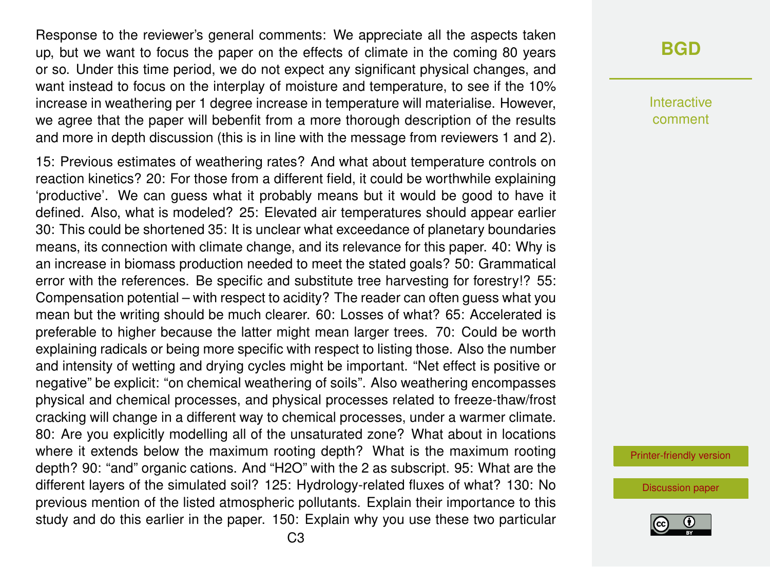Response to the reviewer's general comments: We appreciate all the aspects taken up, but we want to focus the paper on the effects of climate in the coming 80 years or so. Under this time period, we do not expect any significant physical changes, and want instead to focus on the interplay of moisture and temperature, to see if the 10% increase in weathering per 1 degree increase in temperature will materialise. However, we agree that the paper will bebenfit from a more thorough description of the results and more in depth discussion (this is in line with the message from reviewers 1 and 2).

15: Previous estimates of weathering rates? And what about temperature controls on reaction kinetics? 20: For those from a different field, it could be worthwhile explaining 'productive'. We can guess what it probably means but it would be good to have it defined. Also, what is modeled? 25: Elevated air temperatures should appear earlier 30: This could be shortened 35: It is unclear what exceedance of planetary boundaries means, its connection with climate change, and its relevance for this paper. 40: Why is an increase in biomass production needed to meet the stated goals? 50: Grammatical error with the references. Be specific and substitute tree harvesting for forestry!? 55: Compensation potential – with respect to acidity? The reader can often guess what you mean but the writing should be much clearer. 60: Losses of what? 65: Accelerated is preferable to higher because the latter might mean larger trees. 70: Could be worth explaining radicals or being more specific with respect to listing those. Also the number and intensity of wetting and drying cycles might be important. "Net effect is positive or negative" be explicit: "on chemical weathering of soils". Also weathering encompasses physical and chemical processes, and physical processes related to freeze-thaw/frost cracking will change in a different way to chemical processes, under a warmer climate. 80: Are you explicitly modelling all of the unsaturated zone? What about in locations where it extends below the maximum rooting depth? What is the maximum rooting depth? 90: "and" organic cations. And "H2O" with the 2 as subscript. 95: What are the different layers of the simulated soil? 125: Hydrology-related fluxes of what? 130: No previous mention of the listed atmospheric pollutants. Explain their importance to this study and do this earlier in the paper. 150: Explain why you use these two particular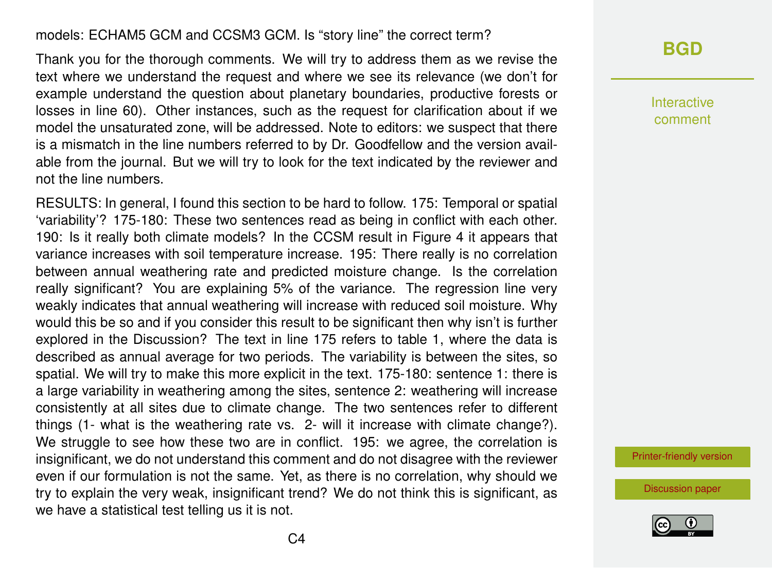models: ECHAM5 GCM and CCSM3 GCM. Is "story line" the correct term?

Thank you for the thorough comments. We will try to address them as we revise the text where we understand the request and where we see its relevance (we don't for example understand the question about planetary boundaries, productive forests or losses in line 60). Other instances, such as the request for clarification about if we model the unsaturated zone, will be addressed. Note to editors: we suspect that there is a mismatch in the line numbers referred to by Dr. Goodfellow and the version available from the journal. But we will try to look for the text indicated by the reviewer and not the line numbers.

RESULTS: In general, I found this section to be hard to follow. 175: Temporal or spatial 'variability'? 175-180: These two sentences read as being in conflict with each other. 190: Is it really both climate models? In the CCSM result in Figure 4 it appears that variance increases with soil temperature increase. 195: There really is no correlation between annual weathering rate and predicted moisture change. Is the correlation really significant? You are explaining 5% of the variance. The regression line very weakly indicates that annual weathering will increase with reduced soil moisture. Why would this be so and if you consider this result to be significant then why isn't is further explored in the Discussion? The text in line 175 refers to table 1, where the data is described as annual average for two periods. The variability is between the sites, so spatial. We will try to make this more explicit in the text. 175-180: sentence 1: there is a large variability in weathering among the sites, sentence 2: weathering will increase consistently at all sites due to climate change. The two sentences refer to different things (1- what is the weathering rate vs. 2- will it increase with climate change?). We struggle to see how these two are in conflict. 195: we agree, the correlation is insignificant, we do not understand this comment and do not disagree with the reviewer even if our formulation is not the same. Yet, as there is no correlation, why should we try to explain the very weak, insignificant trend? We do not think this is significant, as we have a statistical test telling us it is not.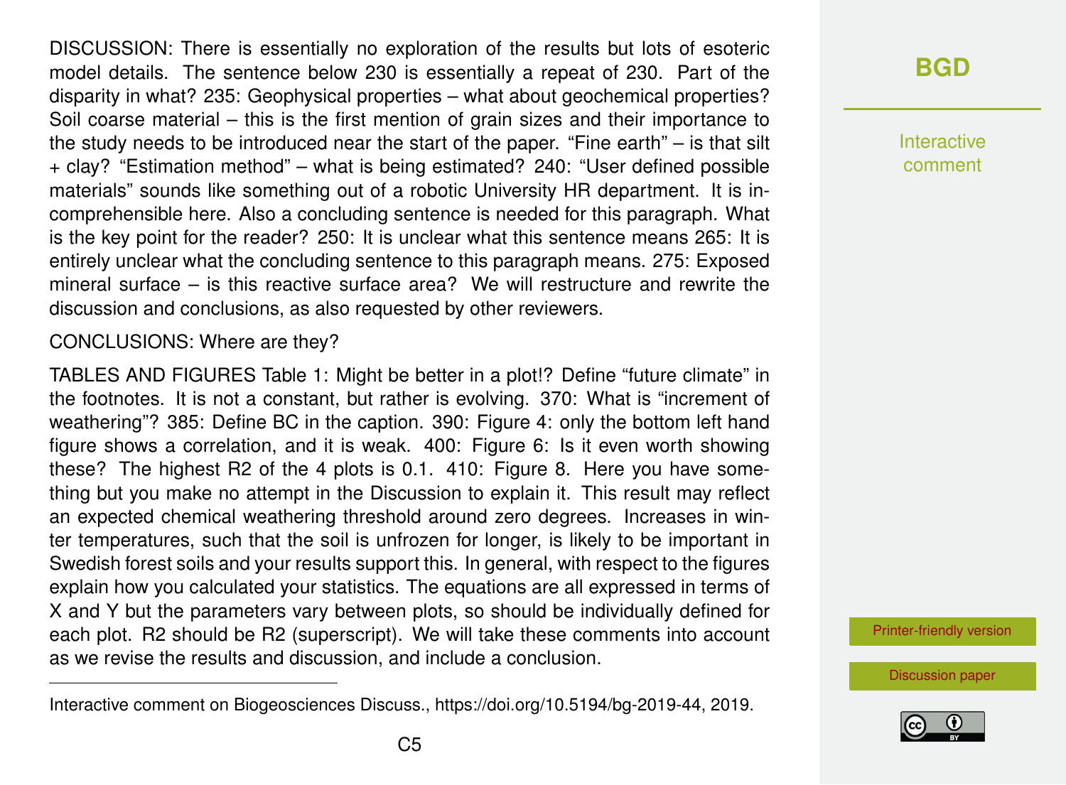DISCUSSION: There is essentially no exploration of the results but lots of esoteric model details. The sentence below 230 is essentially a repeat of 230. Part of the disparity in what? 235: Geophysical properties – what about geochemical properties? Soil coarse material – this is the first mention of grain sizes and their importance to the study needs to be introduced near the start of the paper. "Fine earth" – is that silt + clay? "Estimation method" – what is being estimated? 240: "User defined possible materials" sounds like something out of a robotic University HR department. It is incomprehensible here. Also a concluding sentence is needed for this paragraph. What is the key point for the reader? 250: It is unclear what this sentence means 265: It is entirely unclear what the concluding sentence to this paragraph means. 275: Exposed mineral surface – is this reactive surface area? We will restructure and rewrite the discussion and conclusions, as also requested by other reviewers.

CONCLUSIONS: Where are they?

TABLES AND FIGURES Table 1: Might be better in a plot!? Define "future climate" in the footnotes. It is not a constant, but rather is evolving. 370: What is "increment of weathering"? 385: Define BC in the caption. 390: Figure 4: only the bottom left hand figure shows a correlation, and it is weak. 400: Figure 6: Is it even worth showing these? The highest R2 of the 4 plots is 0.1. 410: Figure 8. Here you have something but you make no attempt in the Discussion to explain it. This result may reflect an expected chemical weathering threshold around zero degrees. Increases in winter temperatures, such that the soil is unfrozen for longer, is likely to be important in Swedish forest soils and your results support this. In general, with respect to the figures explain how you calculated your statistics. The equations are all expressed in terms of X and Y but the parameters vary between plots, so should be individually defined for each plot. R2 should be $R^2$ (superscript). We will take these comments into account as we revise the results and discussion, and include a conclusion.

---

Interactive comment on Biogeosciences Discuss., https://doi.org/10.5194/bg-2019-44, 2019.